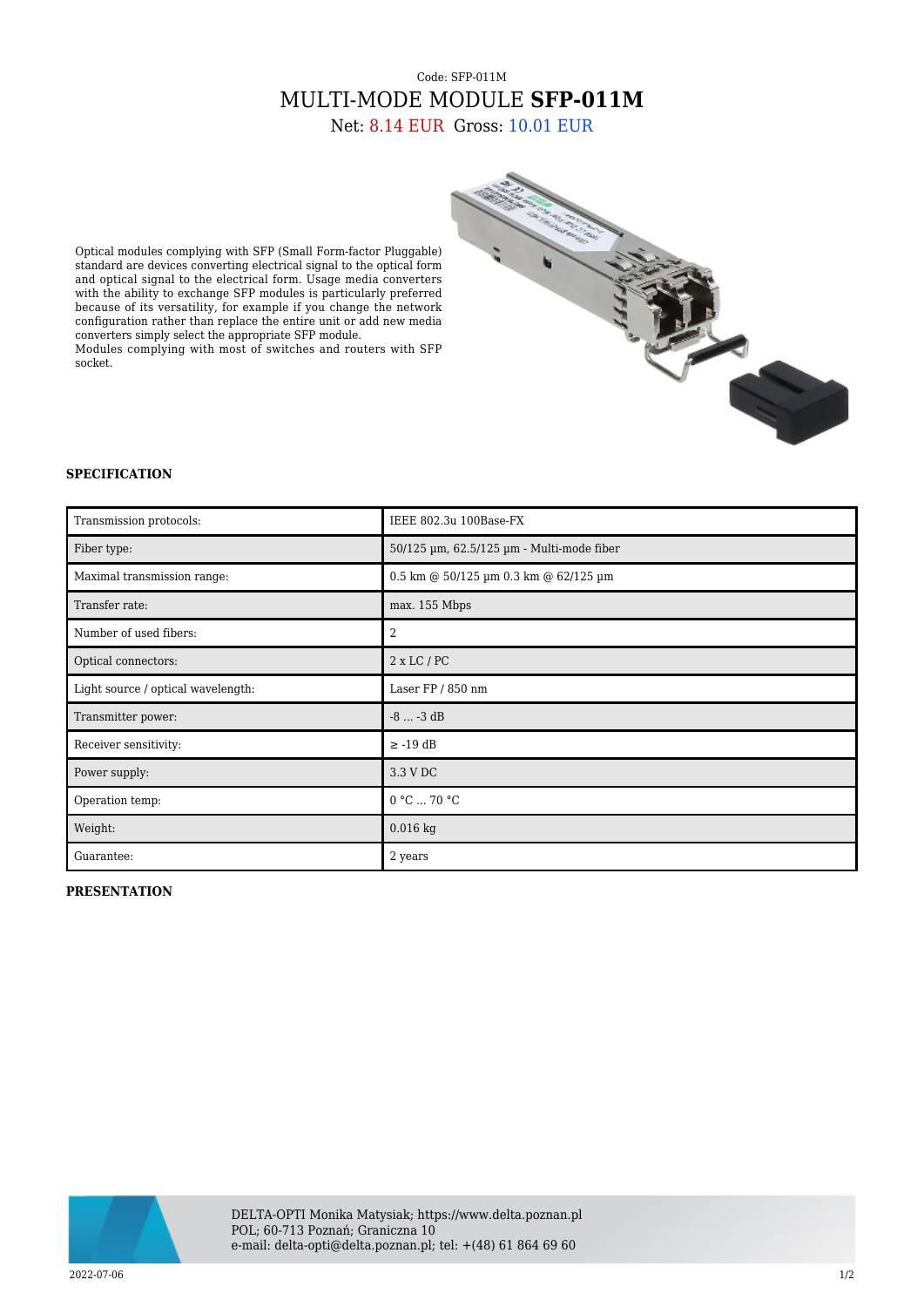Code: SFP-011M

# MULTI-MODE MODULE **SFP-011M**

Net: 8.14 EUR Gross: 10.01 EUR

Optical modules complying with SFP (Small Form-factor Pluggable) standard are devices converting electrical signal to the optical form and optical signal to the electrical form. Usage media converters with the ability to exchange SFP modules is particularly preferred because of its versatility, for example if you change the network configuration rather than replace the entire unit or add new media converters simply select the appropriate SFP module.
Modules complying with most of switches and routers with SFP socket.

## SPECIFICATION

| | |
|---|---|
| Transmission protocols: | IEEE 802.3u 100Base-FX |
| Fiber type: | 50/125 µm, 62.5/125 µm - Multi-mode fiber |
| Maximal transmission range: | 0.5 km @ 50/125 µm 0.3 km @ 62/125 µm |
| Transfer rate: | max. 155 Mbps |
| Number of used fibers: | 2 |
| Optical connectors: | 2 x LC / PC |
| Light source / optical wavelength: | Laser FP / 850 nm |
| Transmitter power: | -8 ... -3 dB |
| Receiver sensitivity: | ≥ -19 dB |
| Power supply: | 3.3 V DC |
| Operation temp: | 0 °C ... 70 °C |
| Weight: | 0.016 kg |
| Guarantee: | 2 years |

## PRESENTATION

DELTA-OPTI Monika Matysiak; https://www.delta.poznan.pl
POL; 60-713 Poznań; Graniczna 10
e-mail: delta-opti@delta.poznan.pl; tel: +(48) 61 864 69 60

2022-07-06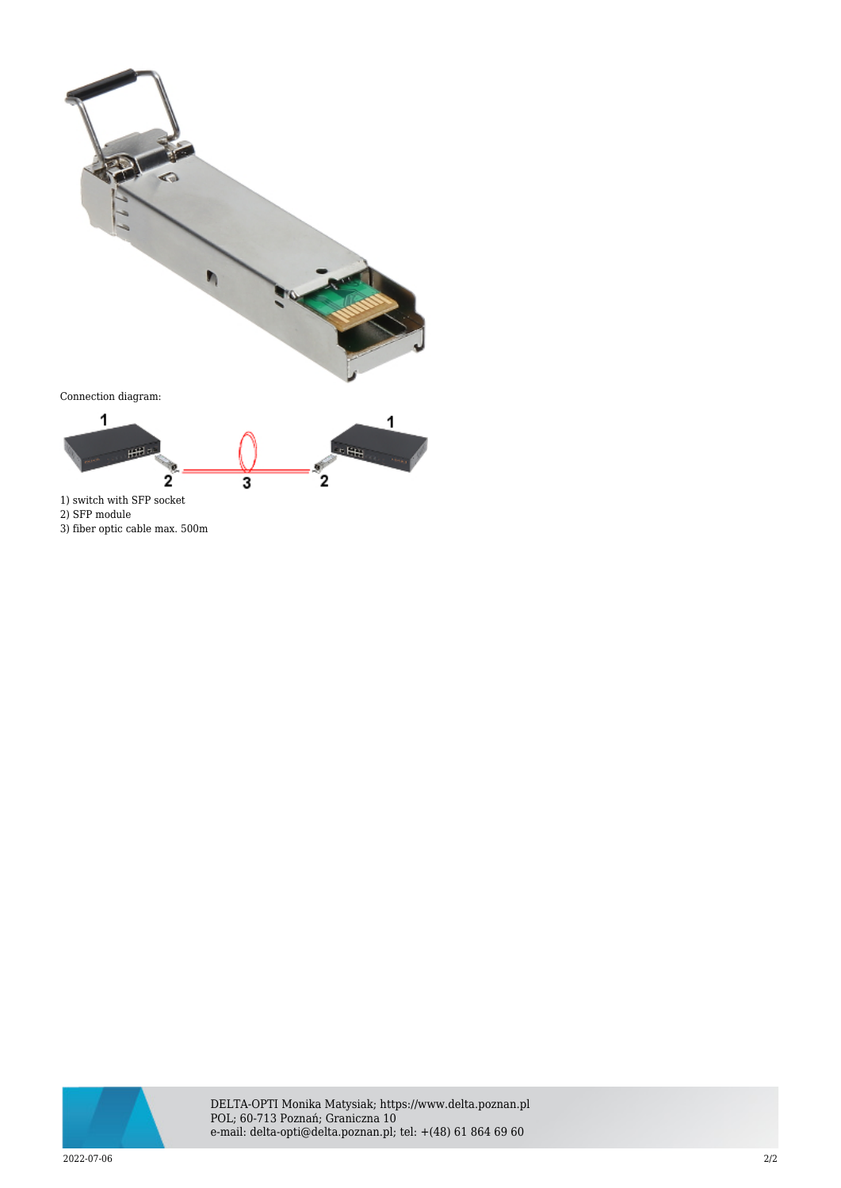Connection diagram:

1) switch with SFP socket
2) SFP module
3) fiber optic cable max. 500m